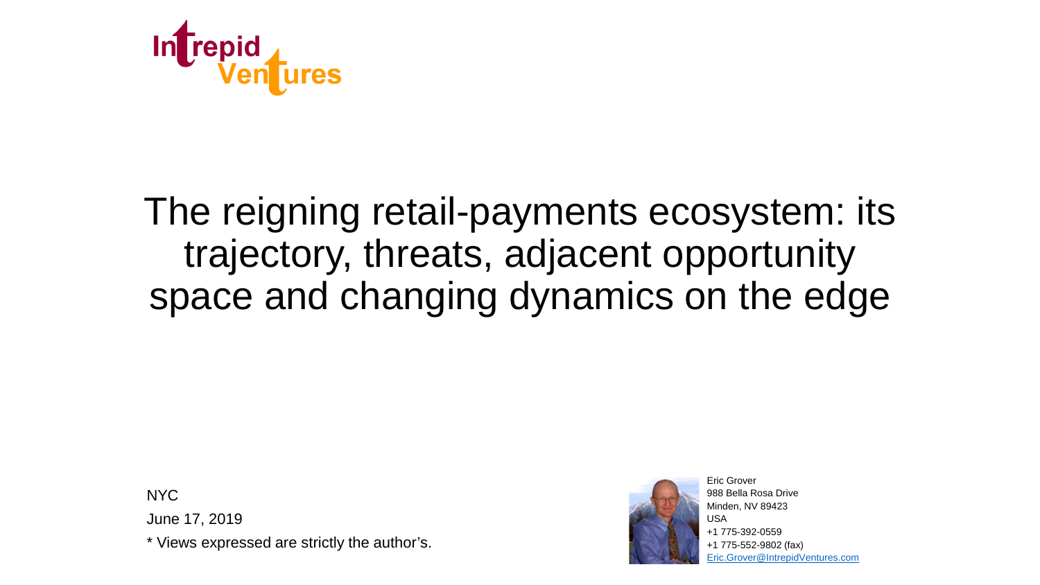Intrepid Ventures

# The reigning retail-payments ecosystem: its trajectory, threats, adjacent opportunity space and changing dynamics on the edge

NYC

June 17, 2019

* Views expressed are strictly the author's.

Eric Grover
988 Bella Rosa Drive
Minden, NV 89423
USA
+1 775-392-0559
+1 775-552-9802 (fax)
Eric.Grover@IntrepidVentures.com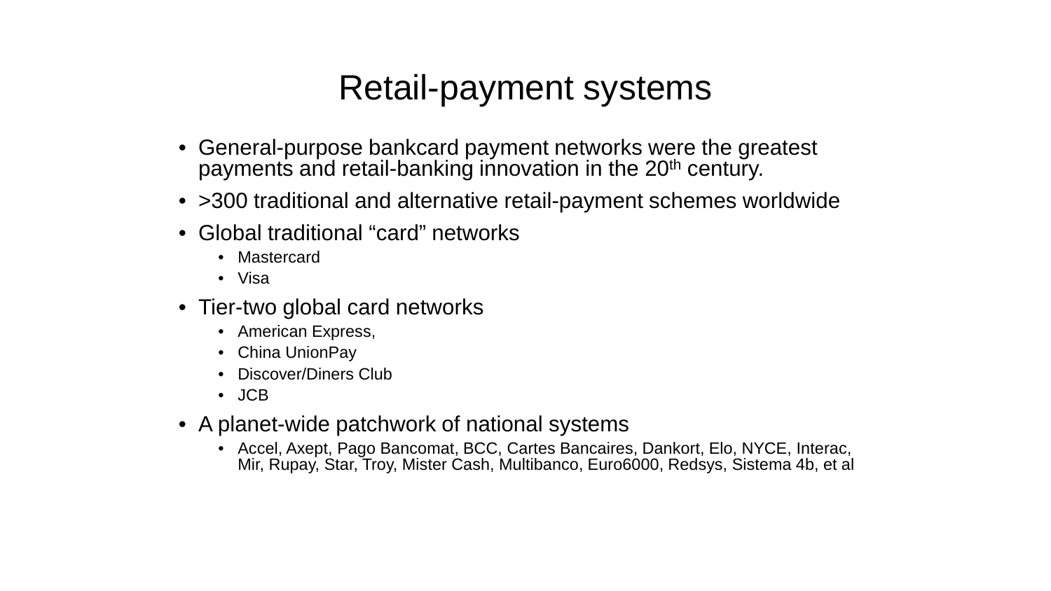# Retail-payment systems

- General-purpose bankcard payment networks were the greatest payments and retail-banking innovation in the 20th century.
- >300 traditional and alternative retail-payment schemes worldwide
- Global traditional “card” networks
  - Mastercard
  - Visa
- Tier-two global card networks
  - American Express,
  - China UnionPay
  - Discover/Diners Club
  - JCB
- A planet-wide patchwork of national systems
  - Accel, Axept, Pago Bancomat, BCC, Cartes Bancaires, Dankort, Elo, NYCE, Interac, Mir, Rupay, Star, Troy, Mister Cash, Multibanco, Euro6000, Redsys, Sistema 4b, et al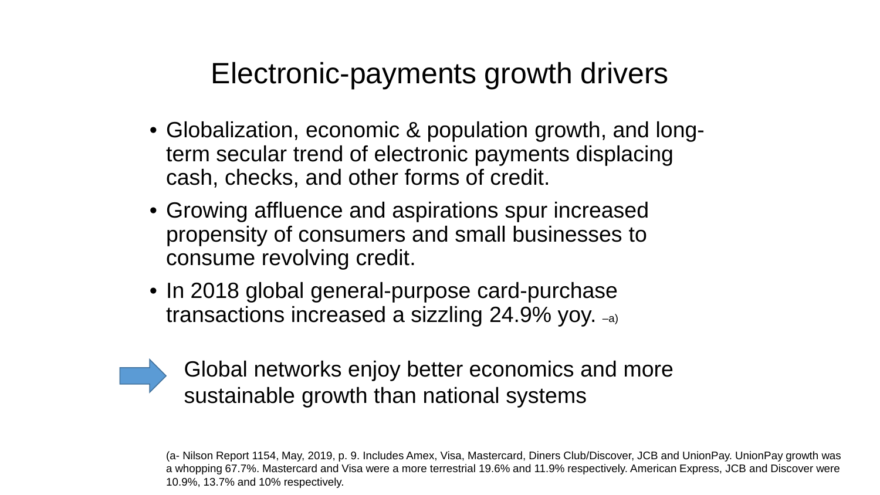# Electronic-payments growth drivers

- Globalization, economic & population growth, and long-term secular trend of electronic payments displacing cash, checks, and other forms of credit.
- Growing affluence and aspirations spur increased propensity of consumers and small businesses to consume revolving credit.
- In 2018 global general-purpose card-purchase transactions increased a sizzling 24.9% yoy. –a)

→ Global networks enjoy better economics and more sustainable growth than national systems

(a- Nilson Report 1154, May, 2019, p. 9. Includes Amex, Visa, Mastercard, Diners Club/Discover, JCB and UnionPay. UnionPay growth was a whopping 67.7%. Mastercard and Visa were a more terrestrial 19.6% and 11.9% respectively. American Express, JCB and Discover were 10.9%, 13.7% and 10% respectively.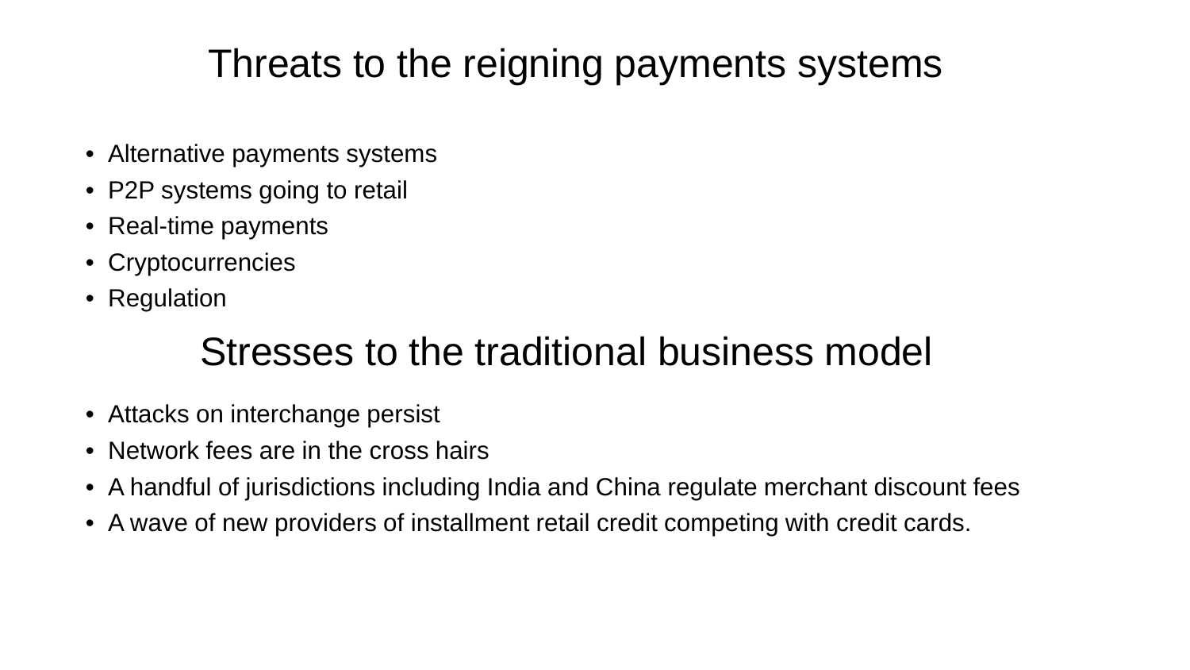## Threats to the reigning payments systems

- Alternative payments systems
- P2P systems going to retail
- Real-time payments
- Cryptocurrencies
- Regulation

## Stresses to the traditional business model

- Attacks on interchange persist
- Network fees are in the cross hairs
- A handful of jurisdictions including India and China regulate merchant discount fees
- A wave of new providers of installment retail credit competing with credit cards.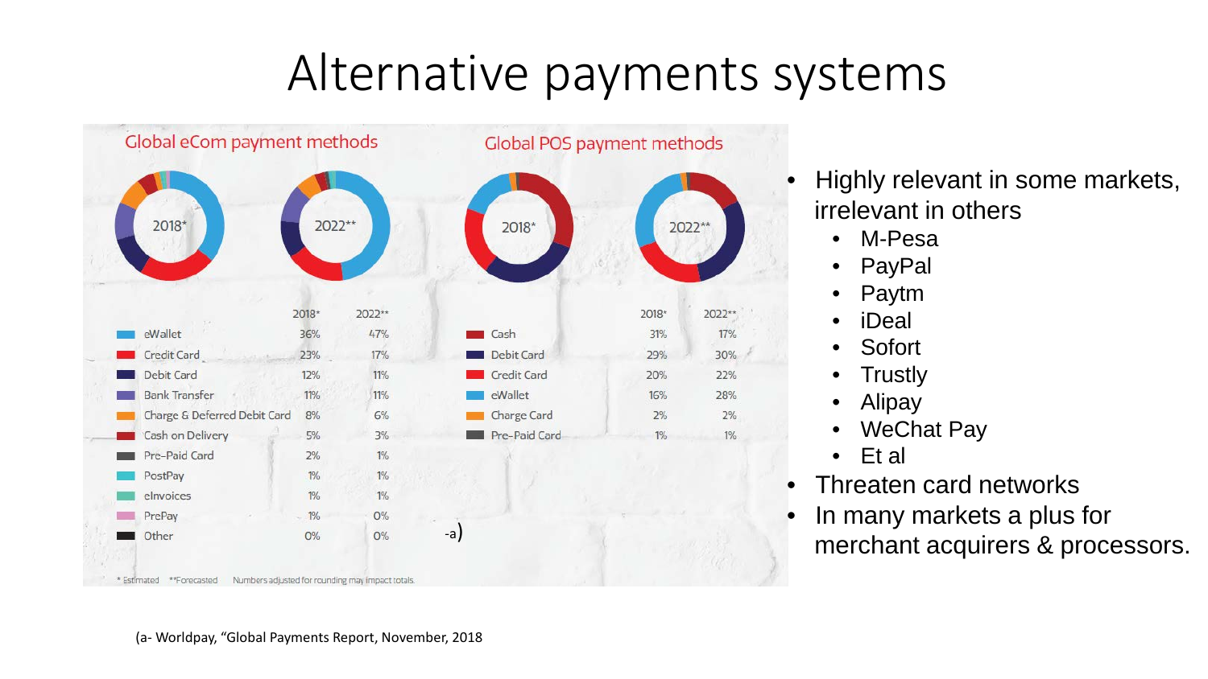# Alternative payments systems

## Global eCom payment methods

| | 2018* | 2022** |
|---|---|---|
| eWallet | 36% | 47% |
| Credit Card | 23% | 17% |
| Debit Card | 12% | 11% |
| Bank Transfer | 11% | 11% |
| Charge & Deferred Debit Card | 8% | 6% |
| Cash on Delivery | 5% | 3% |
| Pre-Paid Card | 2% | 1% |
| PostPay | 1% | 1% |
| eInvoices | 1% | 1% |
| PrePay | 1% | 0% |
| Other | 0% | 0% |

## Global POS payment methods

| | 2018* | 2022** |
|---|---|---|
| Cash | 31% | 17% |
| Debit Card | 29% | 30% |
| Credit Card | 20% | 22% |
| eWallet | 16% | 28% |
| Charge Card | 2% | 2% |
| Pre-Paid Card | 1% | 1% |

-a)

\* Estimated **Forecasted Numbers adjusted for rounding may impact totals.

- Highly relevant in some markets, irrelevant in others
  - M-Pesa
  - PayPal
  - Paytm
  - iDeal
  - Sofort
  - Trustly
  - Alipay
  - WeChat Pay
  - Et al
- Threaten card networks
- In many markets a plus for merchant acquirers & processors.

(a- Worldpay, "Global Payments Report, November, 2018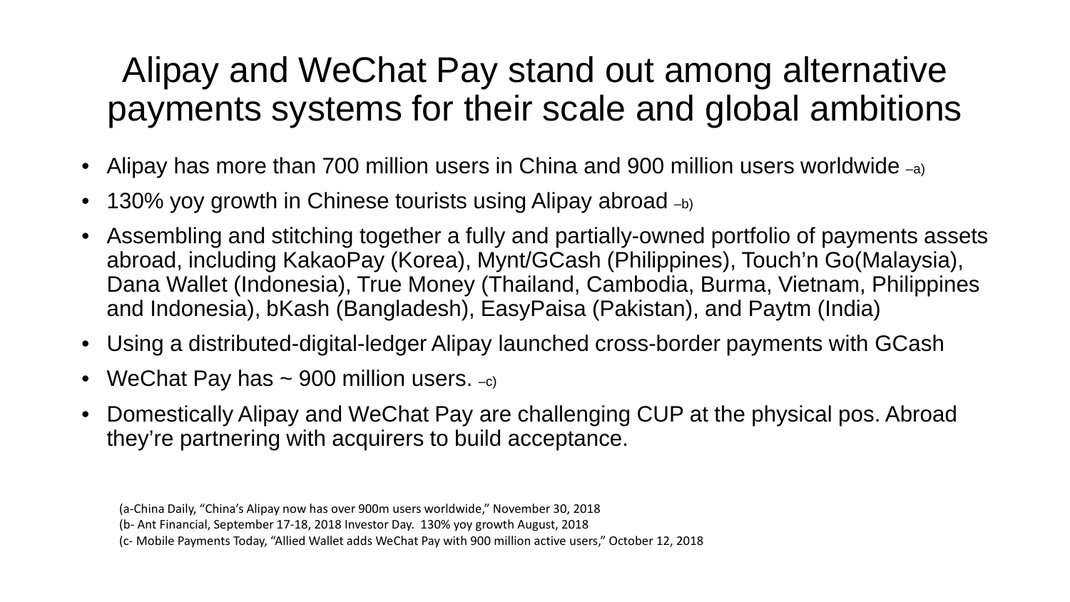# Alipay and WeChat Pay stand out among alternative payments systems for their scale and global ambitions

- Alipay has more than 700 million users in China and 900 million users worldwide –a)
- 130% yoy growth in Chinese tourists using Alipay abroad –b)
- Assembling and stitching together a fully and partially-owned portfolio of payments assets abroad, including KakaoPay (Korea), Mynt/GCash (Philippines), Touch'n Go(Malaysia), Dana Wallet (Indonesia), True Money (Thailand, Cambodia, Burma, Vietnam, Philippines and Indonesia), bKash (Bangladesh), EasyPaisa (Pakistan), and Paytm (India)
- Using a distributed-digital-ledger Alipay launched cross-border payments with GCash
- WeChat Pay has ~ 900 million users. –c)
- Domestically Alipay and WeChat Pay are challenging CUP at the physical pos. Abroad they're partnering with acquirers to build acceptance.

(a-China Daily, "China's Alipay now has over 900m users worldwide," November 30, 2018
(b- Ant Financial, September 17-18, 2018 Investor Day. 130% yoy growth August, 2018
(c- Mobile Payments Today, "Allied Wallet adds WeChat Pay with 900 million active users," October 12, 2018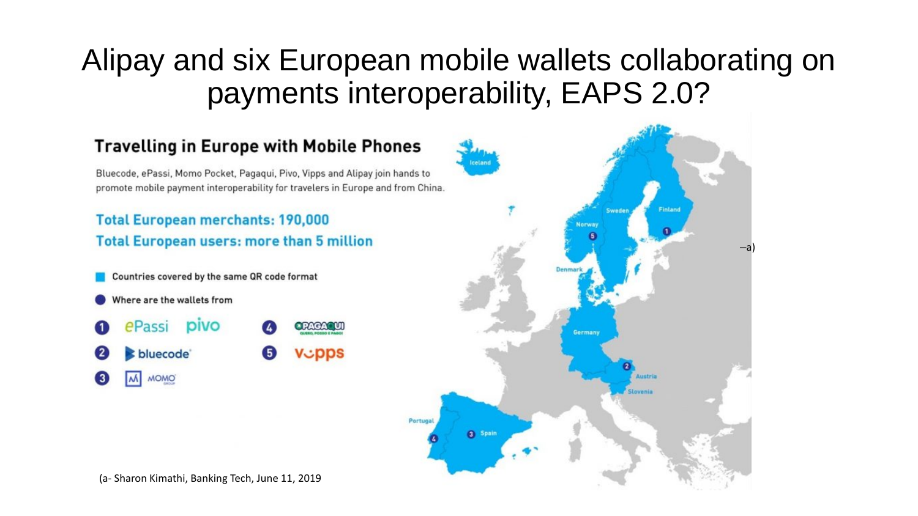# Alipay and six European mobile wallets collaborating on payments interoperability, EAPS 2.0?

## Travelling in Europe with Mobile Phones

Bluecode, ePassi, Momo Pocket, Pagaqui, Pivo, Vipps and Alipay join hands to promote mobile payment interoperability for travelers in Europe and from China.

**Total European merchants: 190,000**

**Total European users: more than 5 million**

- Countries covered by the same QR code format
- Where are the wallets from

1. ePassi, pivo
2. bluecode
3. MOMO
4. PAGAQUI
5. vipps

Iceland, Norway, Sweden, Finland, Denmark, Germany, Austria, Slovenia, Portugal, Spain

–a)

(a- Sharon Kimathi, Banking Tech, June 11, 2019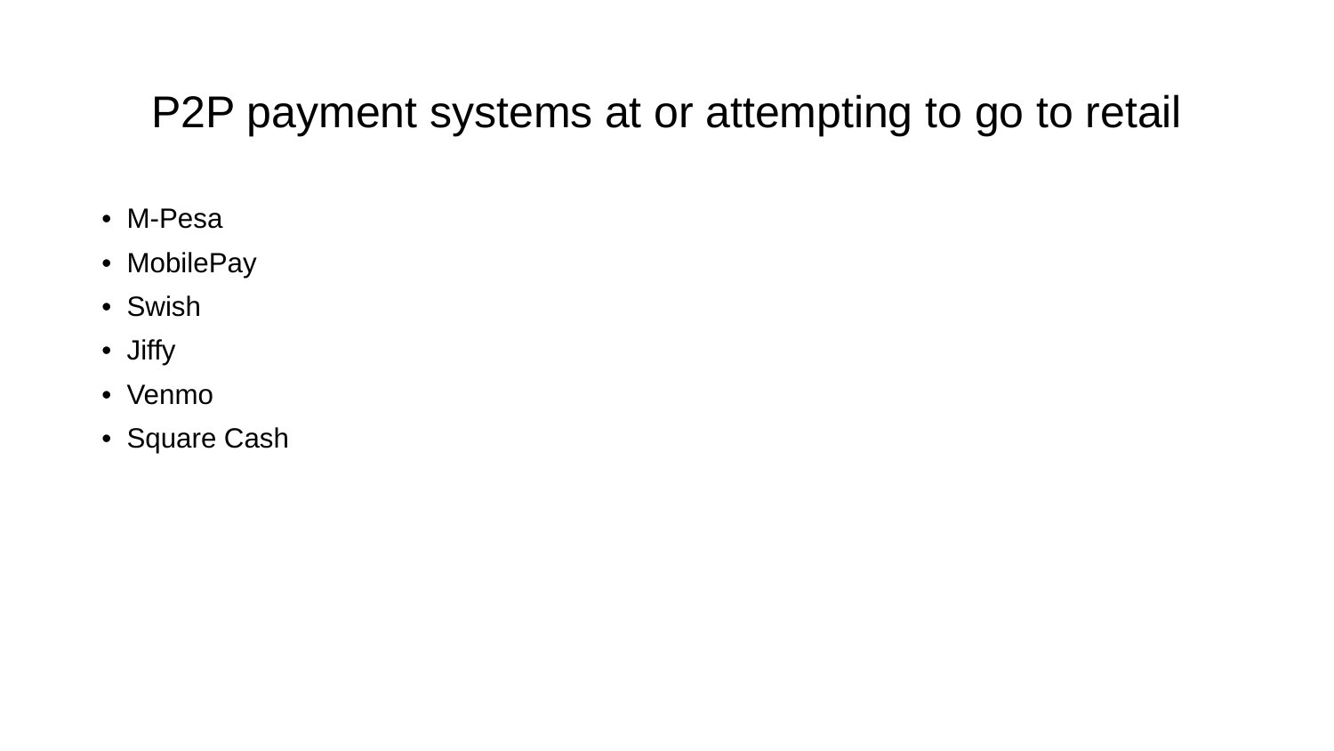# P2P payment systems at or attempting to go to retail

- M-Pesa
- MobilePay
- Swish
- Jiffy
- Venmo
- Square Cash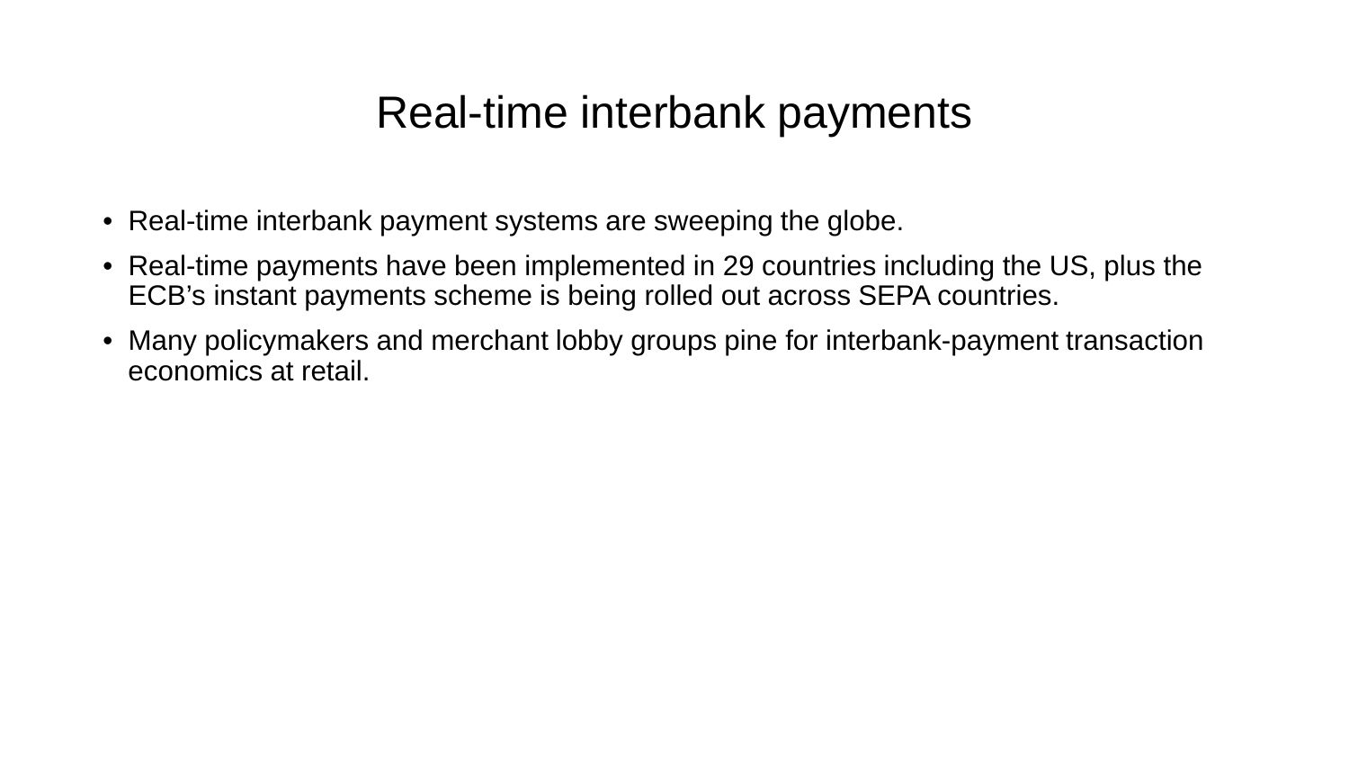# Real-time interbank payments

- Real-time interbank payment systems are sweeping the globe.
- Real-time payments have been implemented in 29 countries including the US, plus the ECB’s instant payments scheme is being rolled out across SEPA countries.
- Many policymakers and merchant lobby groups pine for interbank-payment transaction economics at retail.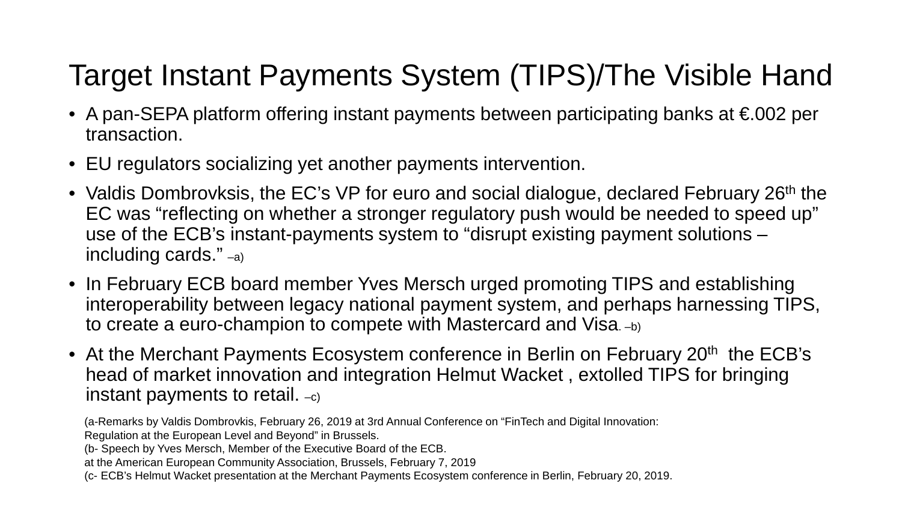# Target Instant Payments System (TIPS)/The Visible Hand

- A pan-SEPA platform offering instant payments between participating banks at €.002 per transaction.
- EU regulators socializing yet another payments intervention.
- Valdis Dombrovksis, the EC's VP for euro and social dialogue, declared February 26th the EC was "reflecting on whether a stronger regulatory push would be needed to speed up" use of the ECB's instant-payments system to "disrupt existing payment solutions – including cards." –a)
- In February ECB board member Yves Mersch urged promoting TIPS and establishing interoperability between legacy national payment system, and perhaps harnessing TIPS, to create a euro-champion to compete with Mastercard and Visa. –b)
- At the Merchant Payments Ecosystem conference in Berlin on February 20th the ECB's head of market innovation and integration Helmut Wacket , extolled TIPS for bringing instant payments to retail. –c)

(a-Remarks by Valdis Dombrovkis, February 26, 2019 at 3rd Annual Conference on "FinTech and Digital Innovation: Regulation at the European Level and Beyond" in Brussels.
(b- Speech by Yves Mersch, Member of the Executive Board of the ECB. at the American European Community Association, Brussels, February 7, 2019
(c- ECB's Helmut Wacket presentation at the Merchant Payments Ecosystem conference in Berlin, February 20, 2019.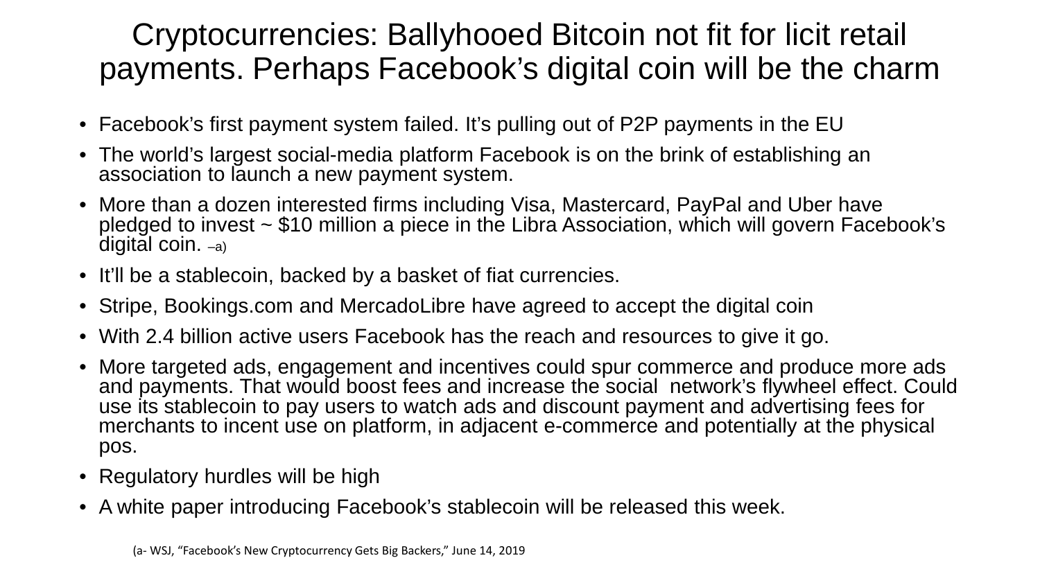# Cryptocurrencies: Ballyhooed Bitcoin not fit for licit retail payments. Perhaps Facebook's digital coin will be the charm

- Facebook's first payment system failed. It's pulling out of P2P payments in the EU
- The world's largest social-media platform Facebook is on the brink of establishing an association to launch a new payment system.
- More than a dozen interested firms including Visa, Mastercard, PayPal and Uber have pledged to invest ~ $10 million a piece in the Libra Association, which will govern Facebook's digital coin. –a)
- It'll be a stablecoin, backed by a basket of fiat currencies.
- Stripe, Bookings.com and MercadoLibre have agreed to accept the digital coin
- With 2.4 billion active users Facebook has the reach and resources to give it go.
- More targeted ads, engagement and incentives could spur commerce and produce more ads and payments. That would boost fees and increase the social network's flywheel effect. Could use its stablecoin to pay users to watch ads and discount payment and advertising fees for merchants to incent use on platform, in adjacent e-commerce and potentially at the physical pos.
- Regulatory hurdles will be high
- A white paper introducing Facebook's stablecoin will be released this week.

(a- WSJ, "Facebook's New Cryptocurrency Gets Big Backers," June 14, 2019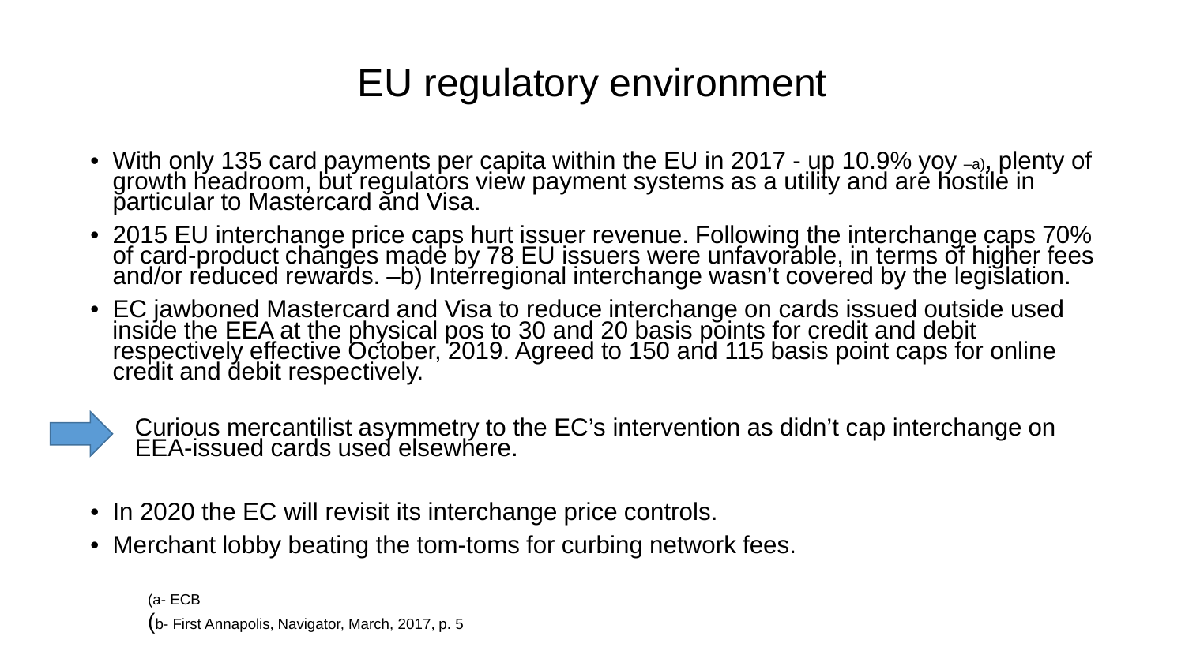# EU regulatory environment

- With only 135 card payments per capita within the EU in 2017 - up 10.9% yoy –a), plenty of growth headroom, but regulators view payment systems as a utility and are hostile in particular to Mastercard and Visa.
- 2015 EU interchange price caps hurt issuer revenue. Following the interchange caps 70% of card-product changes made by 78 EU issuers were unfavorable, in terms of higher fees and/or reduced rewards. –b) Interregional interchange wasn't covered by the legislation.
- EC jawboned Mastercard and Visa to reduce interchange on cards issued outside used inside the EEA at the physical pos to 30 and 20 basis points for credit and debit respectively effective October, 2019. Agreed to 150 and 115 basis point caps for online credit and debit respectively.

➡ Curious mercantilist asymmetry to the EC's intervention as didn't cap interchange on EEA-issued cards used elsewhere.

- In 2020 the EC will revisit its interchange price controls.
- Merchant lobby beating the tom-toms for curbing network fees.

(a- ECB

(b- First Annapolis, Navigator, March, 2017, p. 5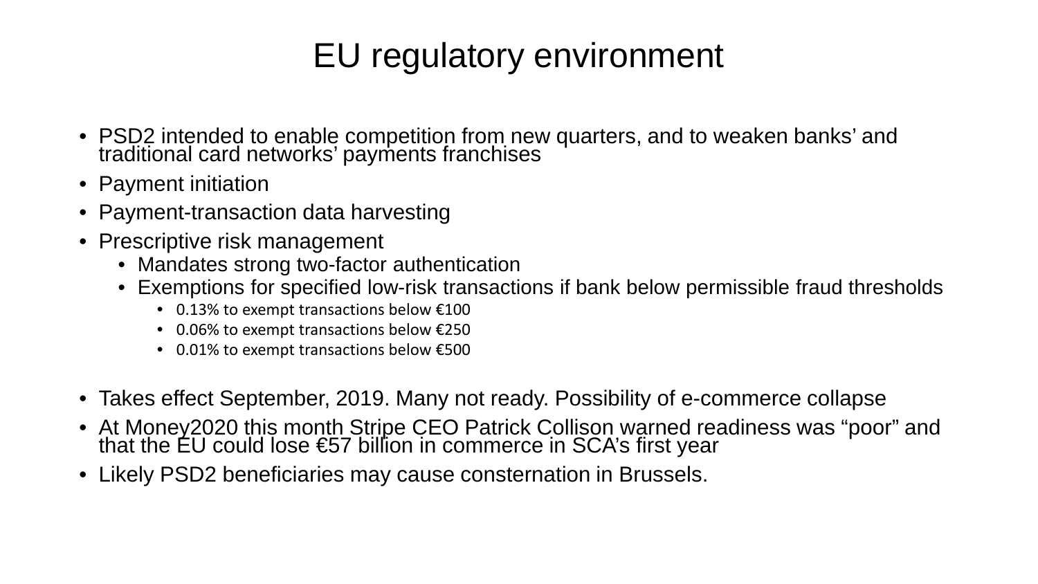# EU regulatory environment

- PSD2 intended to enable competition from new quarters, and to weaken banks' and traditional card networks' payments franchises
- Payment initiation
- Payment-transaction data harvesting
- Prescriptive risk management
  - Mandates strong two-factor authentication
  - Exemptions for specified low-risk transactions if bank below permissible fraud thresholds
    - 0.13% to exempt transactions below €100
    - 0.06% to exempt transactions below €250
    - 0.01% to exempt transactions below €500
- Takes effect September, 2019. Many not ready. Possibility of e-commerce collapse
- At Money2020 this month Stripe CEO Patrick Collison warned readiness was "poor" and that the EU could lose €57 billion in commerce in SCA's first year
- Likely PSD2 beneficiaries may cause consternation in Brussels.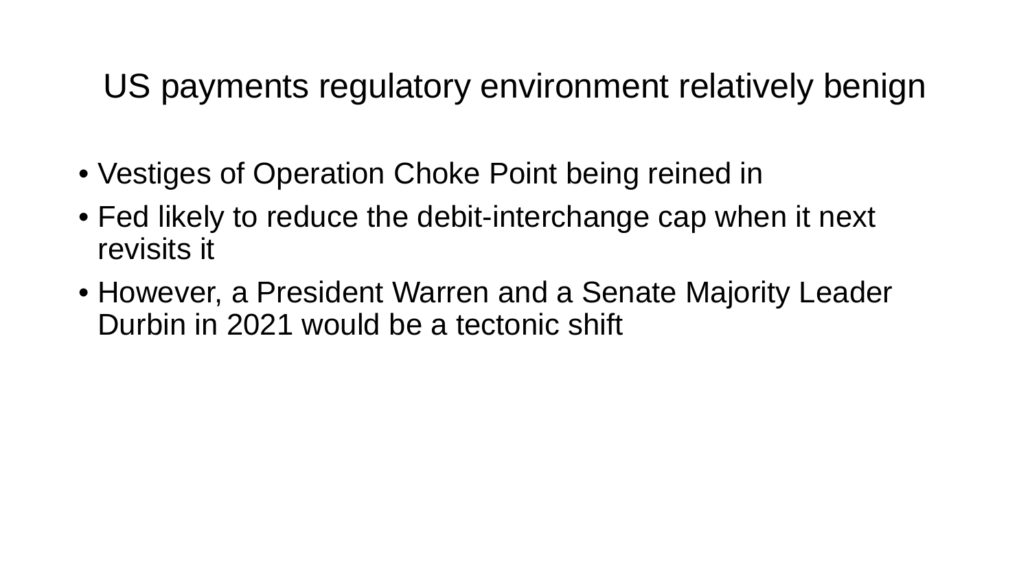# US payments regulatory environment relatively benign

- Vestiges of Operation Choke Point being reined in
- Fed likely to reduce the debit-interchange cap when it next revisits it
- However, a President Warren and a Senate Majority Leader Durbin in 2021 would be a tectonic shift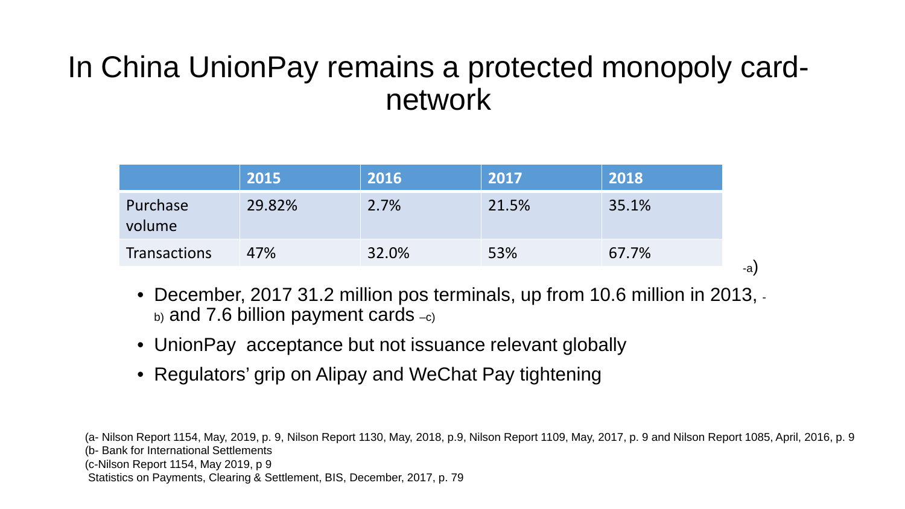# In China UnionPay remains a protected monopoly card-network

| | 2015 | 2016 | 2017 | 2018 |
|---|---|---|---|---|
| Purchase volume | 29.82% | 2.7% | 21.5% | 35.1% |
| Transactions | 47% | 32.0% | 53% | 67.7% |

-a)

- December, 2017 31.2 million pos terminals, up from 10.6 million in 2013, -b) and 7.6 billion payment cards –c)
- UnionPay acceptance but not issuance relevant globally
- Regulators' grip on Alipay and WeChat Pay tightening

(a- Nilson Report 1154, May, 2019, p. 9, Nilson Report 1130, May, 2018, p.9, Nilson Report 1109, May, 2017, p. 9 and Nilson Report 1085, April, 2016, p. 9

(b- Bank for International Settlements

(c-Nilson Report 1154, May 2019, p 9

Statistics on Payments, Clearing & Settlement, BIS, December, 2017, p. 79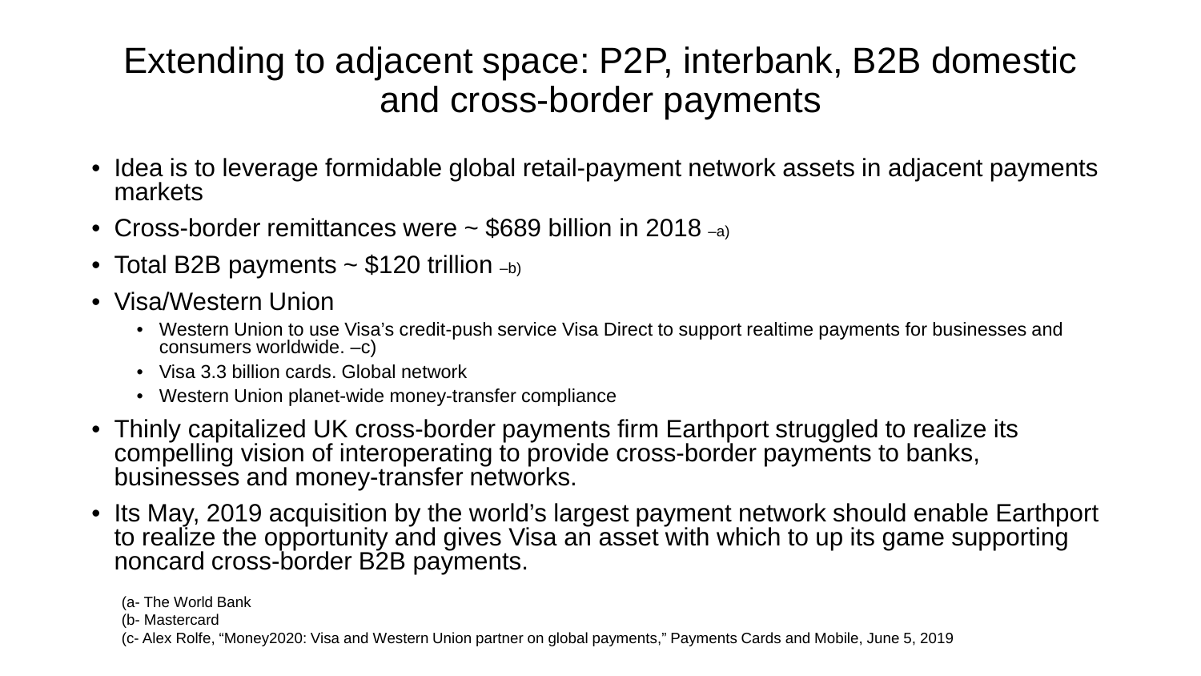# Extending to adjacent space: P2P, interbank, B2B domestic and cross-border payments

- Idea is to leverage formidable global retail-payment network assets in adjacent payments markets
- Cross-border remittances were ~ $689 billion in 2018 –a)
- Total B2B payments ~ $120 trillion –b)
- Visa/Western Union
  - Western Union to use Visa's credit-push service Visa Direct to support realtime payments for businesses and consumers worldwide. –c)
  - Visa 3.3 billion cards. Global network
  - Western Union planet-wide money-transfer compliance
- Thinly capitalized UK cross-border payments firm Earthport struggled to realize its compelling vision of interoperating to provide cross-border payments to banks, businesses and money-transfer networks.
- Its May, 2019 acquisition by the world's largest payment network should enable Earthport to realize the opportunity and gives Visa an asset with which to up its game supporting noncard cross-border B2B payments.

(a- The World Bank
(b- Mastercard
(c- Alex Rolfe, "Money2020: Visa and Western Union partner on global payments," Payments Cards and Mobile, June 5, 2019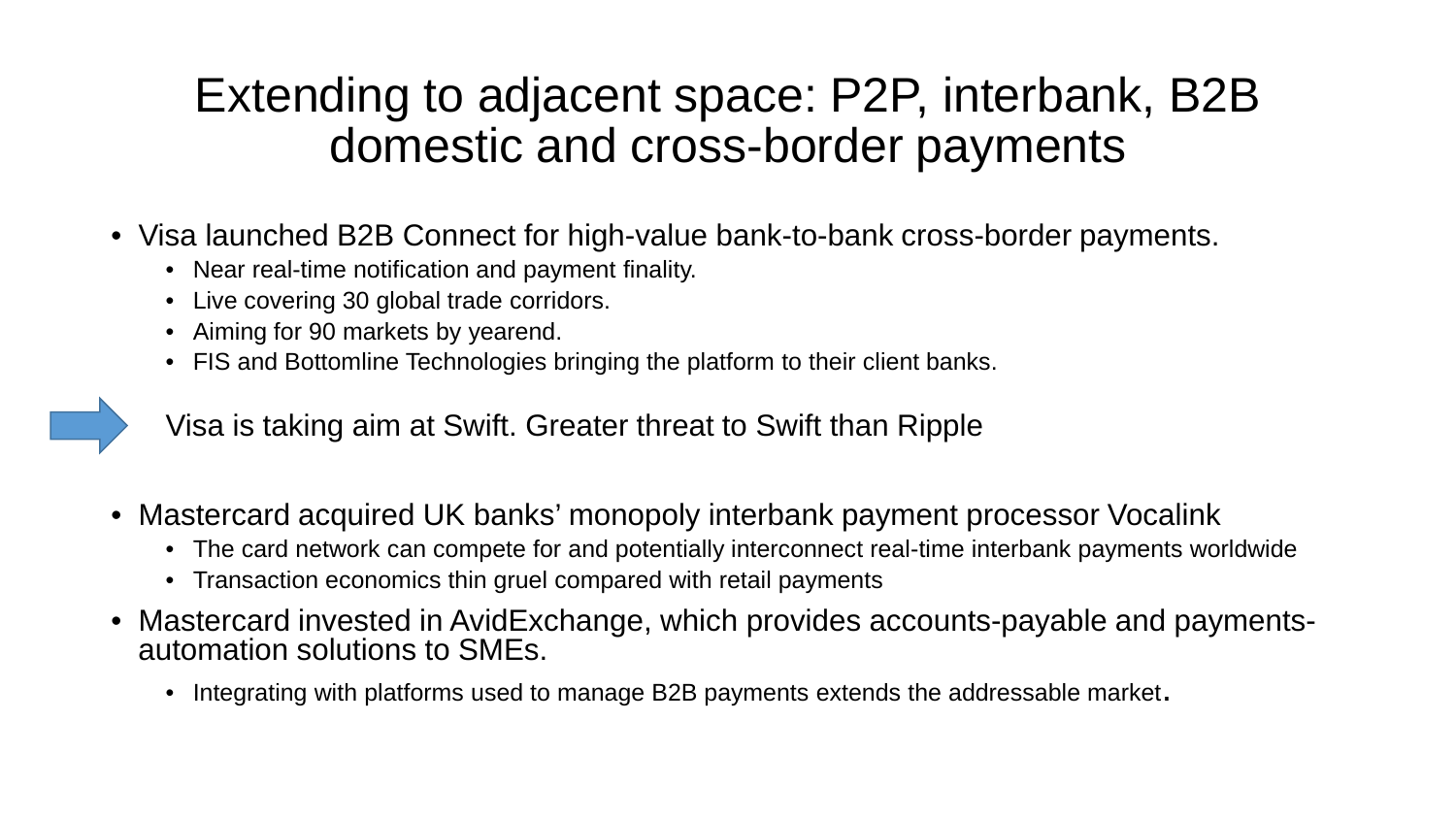# Extending to adjacent space: P2P, interbank, B2B domestic and cross-border payments

- Visa launched B2B Connect for high-value bank-to-bank cross-border payments.
  - Near real-time notification and payment finality.
  - Live covering 30 global trade corridors.
  - Aiming for 90 markets by yearend.
  - FIS and Bottomline Technologies bringing the platform to their client banks.

➡ Visa is taking aim at Swift. Greater threat to Swift than Ripple

- Mastercard acquired UK banks' monopoly interbank payment processor Vocalink
  - The card network can compete for and potentially interconnect real-time interbank payments worldwide
  - Transaction economics thin gruel compared with retail payments
- Mastercard invested in AvidExchange, which provides accounts-payable and payments-automation solutions to SMEs.
  - Integrating with platforms used to manage B2B payments extends the addressable market.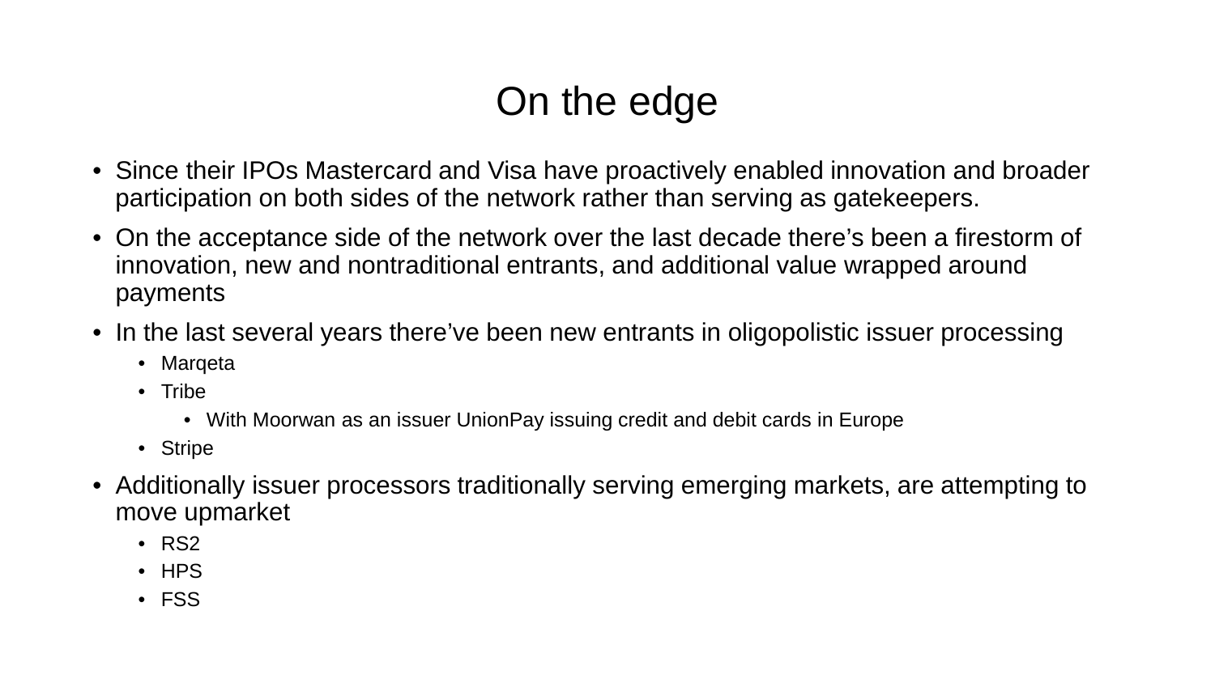# On the edge

- Since their IPOs Mastercard and Visa have proactively enabled innovation and broader participation on both sides of the network rather than serving as gatekeepers.
- On the acceptance side of the network over the last decade there's been a firestorm of innovation, new and nontraditional entrants, and additional value wrapped around payments
- In the last several years there've been new entrants in oligopolistic issuer processing
  - Marqeta
  - Tribe
    - With Moorwan as an issuer UnionPay issuing credit and debit cards in Europe
  - Stripe
- Additionally issuer processors traditionally serving emerging markets, are attempting to move upmarket
  - RS2
  - HPS
  - FSS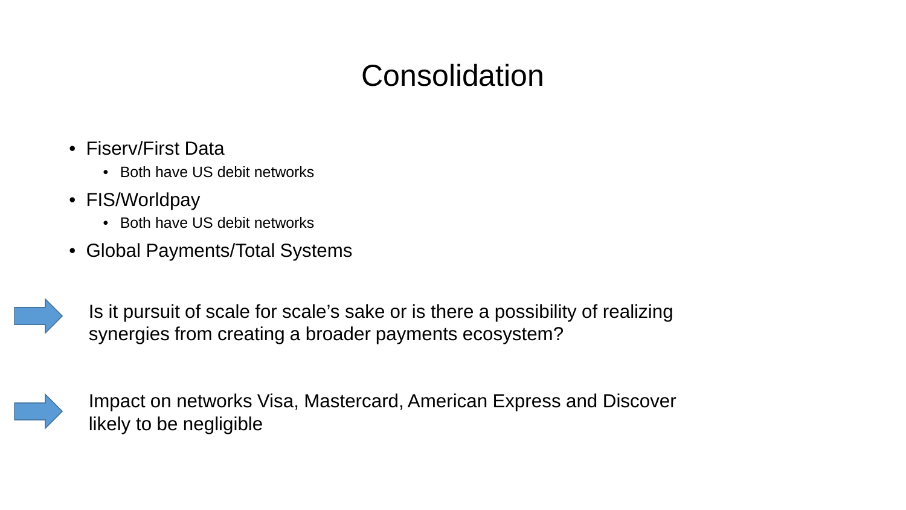# Consolidation

- Fiserv/First Data
  - Both have US debit networks
- FIS/Worldpay
  - Both have US debit networks
- Global Payments/Total Systems

→ Is it pursuit of scale for scale's sake or is there a possibility of realizing synergies from creating a broader payments ecosystem?

→ Impact on networks Visa, Mastercard, American Express and Discover likely to be negligible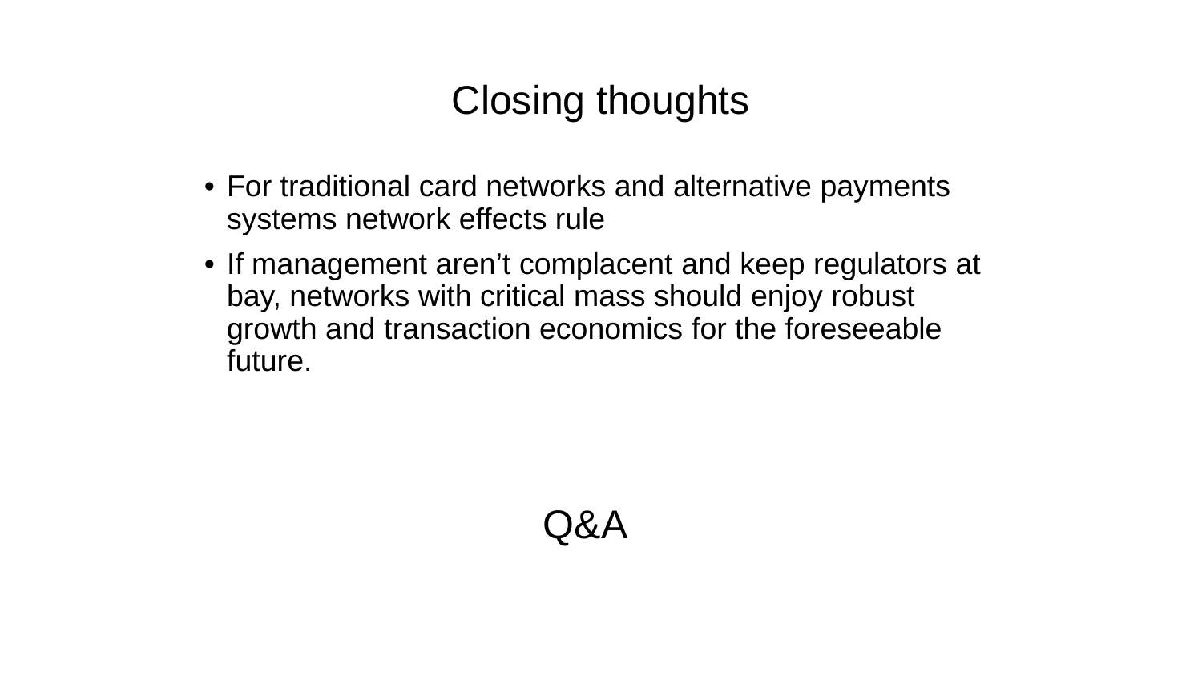# Closing thoughts

- For traditional card networks and alternative payments systems network effects rule
- If management aren't complacent and keep regulators at bay, networks with critical mass should enjoy robust growth and transaction economics for the foreseeable future.

## Q&A